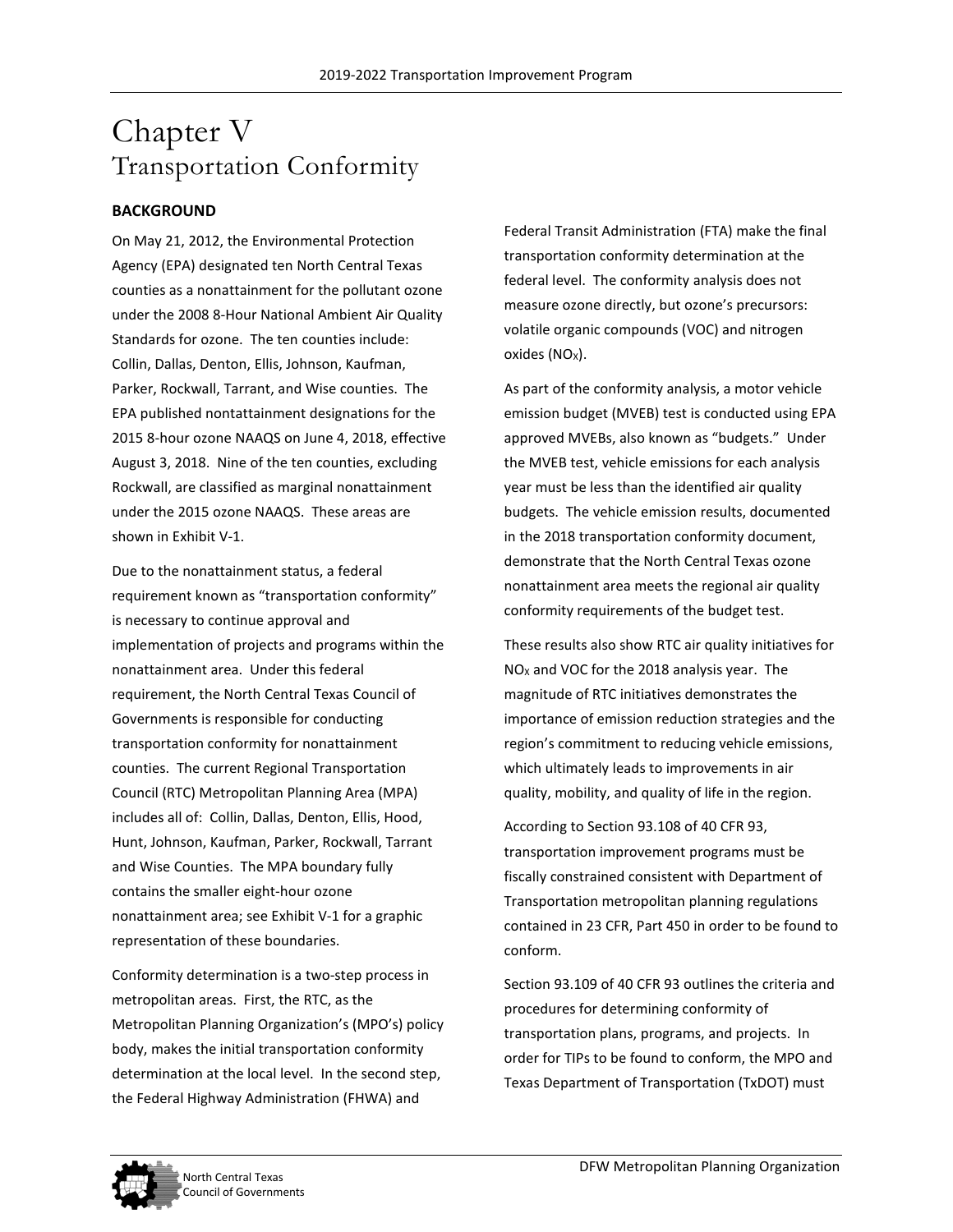# Chapter V
## Transportation Conformity

### BACKGROUND

On May 21, 2012, the Environmental Protection Agency (EPA) designated ten North Central Texas counties as a nonattainment for the pollutant ozone under the 2008 8-Hour National Ambient Air Quality Standards for ozone. The ten counties include: Collin, Dallas, Denton, Ellis, Johnson, Kaufman, Parker, Rockwall, Tarrant, and Wise counties. The EPA published nontattainment designations for the 2015 8-hour ozone NAAQS on June 4, 2018, effective August 3, 2018. Nine of the ten counties, excluding Rockwall, are classified as marginal nonattainment under the 2015 ozone NAAQS. These areas are shown in Exhibit V-1.

Due to the nonattainment status, a federal requirement known as "transportation conformity" is necessary to continue approval and implementation of projects and programs within the nonattainment area. Under this federal requirement, the North Central Texas Council of Governments is responsible for conducting transportation conformity for nonattainment counties. The current Regional Transportation Council (RTC) Metropolitan Planning Area (MPA) includes all of: Collin, Dallas, Denton, Ellis, Hood, Hunt, Johnson, Kaufman, Parker, Rockwall, Tarrant and Wise Counties. The MPA boundary fully contains the smaller eight-hour ozone nonattainment area; see Exhibit V-1 for a graphic representation of these boundaries.

Conformity determination is a two-step process in metropolitan areas. First, the RTC, as the Metropolitan Planning Organization's (MPO's) policy body, makes the initial transportation conformity determination at the local level. In the second step, the Federal Highway Administration (FHWA) and Federal Transit Administration (FTA) make the final transportation conformity determination at the federal level. The conformity analysis does not measure ozone directly, but ozone's precursors: volatile organic compounds (VOC) and nitrogen oxides ($NO_X$).

As part of the conformity analysis, a motor vehicle emission budget (MVEB) test is conducted using EPA approved MVEBs, also known as "budgets." Under the MVEB test, vehicle emissions for each analysis year must be less than the identified air quality budgets. The vehicle emission results, documented in the 2018 transportation conformity document, demonstrate that the North Central Texas ozone nonattainment area meets the regional air quality conformity requirements of the budget test.

These results also show RTC air quality initiatives for $NO_X$ and VOC for the 2018 analysis year. The magnitude of RTC initiatives demonstrates the importance of emission reduction strategies and the region's commitment to reducing vehicle emissions, which ultimately leads to improvements in air quality, mobility, and quality of life in the region.

According to Section 93.108 of 40 CFR 93, transportation improvement programs must be fiscally constrained consistent with Department of Transportation metropolitan planning regulations contained in 23 CFR, Part 450 in order to be found to conform.

Section 93.109 of 40 CFR 93 outlines the criteria and procedures for determining conformity of transportation plans, programs, and projects. In order for TIPs to be found to conform, the MPO and Texas Department of Transportation (TxDOT) must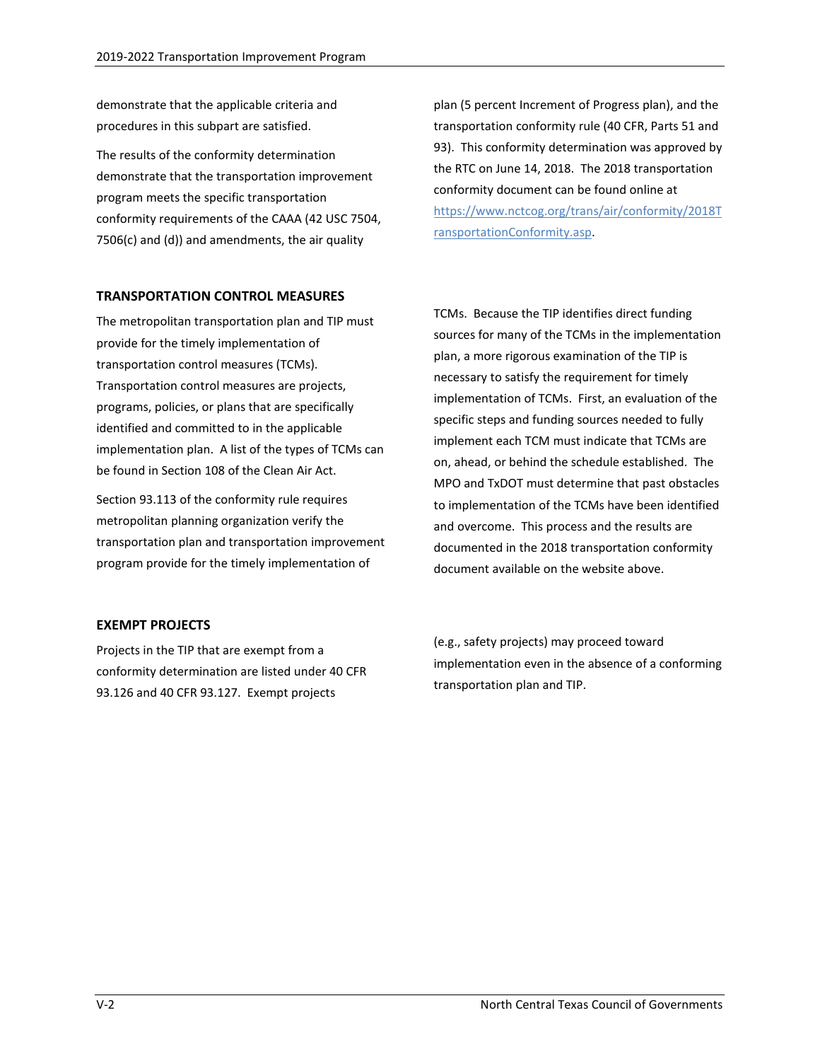demonstrate that the applicable criteria and procedures in this subpart are satisfied.

The results of the conformity determination demonstrate that the transportation improvement program meets the specific transportation conformity requirements of the CAAA (42 USC 7504, 7506(c) and (d)) and amendments, the air quality plan (5 percent Increment of Progress plan), and the transportation conformity rule (40 CFR, Parts 51 and 93). This conformity determination was approved by the RTC on June 14, 2018. The 2018 transportation conformity document can be found online at [https://www.nctcog.org/trans/air/conformity/2018TransportationConformity.asp](https://www.nctcog.org/trans/air/conformity/2018TransportationConformity.asp).

## TRANSPORTATION CONTROL MEASURES

The metropolitan transportation plan and TIP must provide for the timely implementation of transportation control measures (TCMs). Transportation control measures are projects, programs, policies, or plans that are specifically identified and committed to in the applicable implementation plan. A list of the types of TCMs can be found in Section 108 of the Clean Air Act.

Section 93.113 of the conformity rule requires metropolitan planning organization verify the transportation plan and transportation improvement program provide for the timely implementation of TCMs. Because the TIP identifies direct funding sources for many of the TCMs in the implementation plan, a more rigorous examination of the TIP is necessary to satisfy the requirement for timely implementation of TCMs. First, an evaluation of the specific steps and funding sources needed to fully implement each TCM must indicate that TCMs are on, ahead, or behind the schedule established. The MPO and TxDOT must determine that past obstacles to implementation of the TCMs have been identified and overcome. This process and the results are documented in the 2018 transportation conformity document available on the website above.

## EXEMPT PROJECTS

Projects in the TIP that are exempt from a conformity determination are listed under 40 CFR 93.126 and 40 CFR 93.127. Exempt projects (e.g., safety projects) may proceed toward implementation even in the absence of a conforming transportation plan and TIP.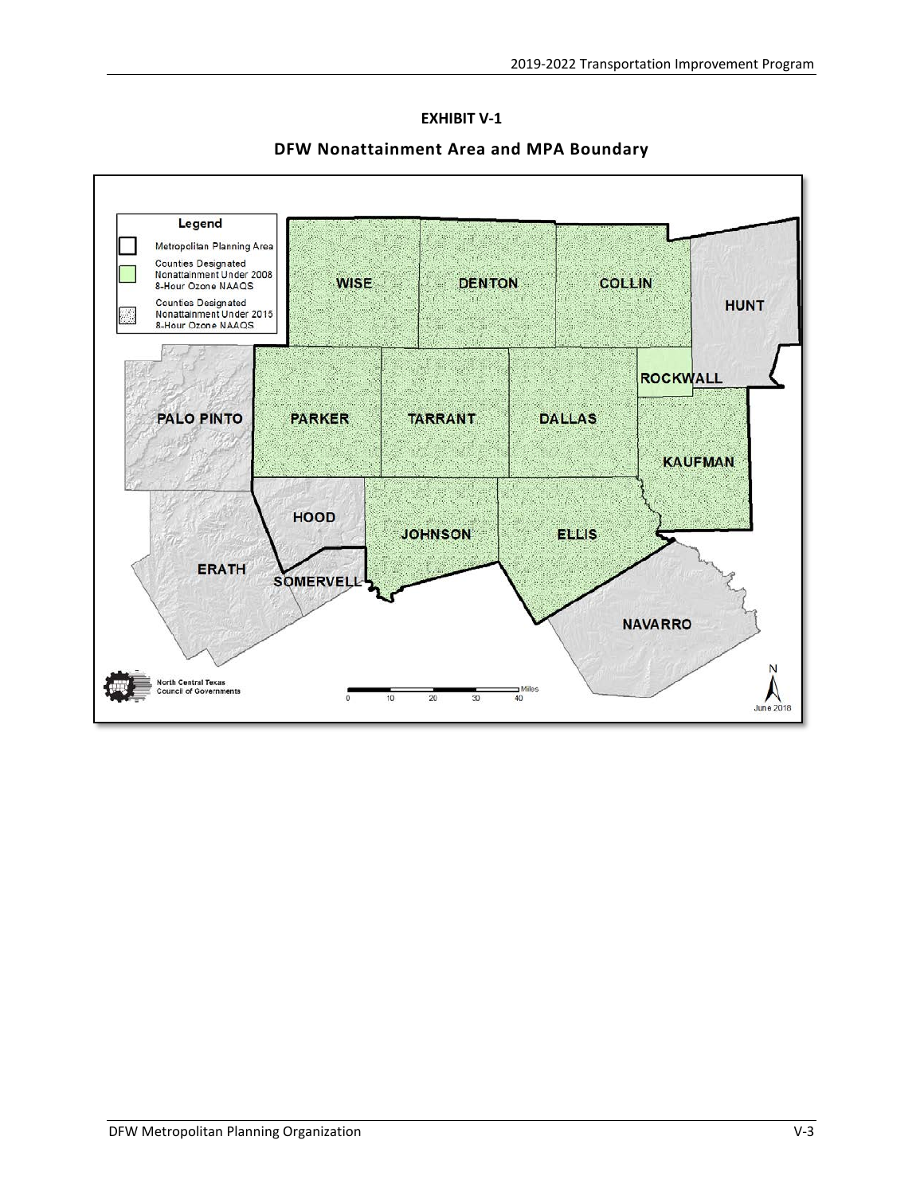**EXHIBIT V-1**

**DFW Nonattainment Area and MPA Boundary**

Legend

Metropolitan Planning Area

Counties Designated Nonattainment Under 2008 8-Hour Ozone NAAQS

Counties Designated Nonattainment Under 2015 8-Hour Ozone NAAQS

WISE

DENTON

COLLIN

HUNT

ROCKWALL

PALO PINTO

PARKER

TARRANT

DALLAS

KAUFMAN

HOOD

JOHNSON

ELLIS

ERATH

SOMERVELL

NAVARRO

North Central Texas Council of Governments

0 10 20 30 40 Miles

N

June 2018